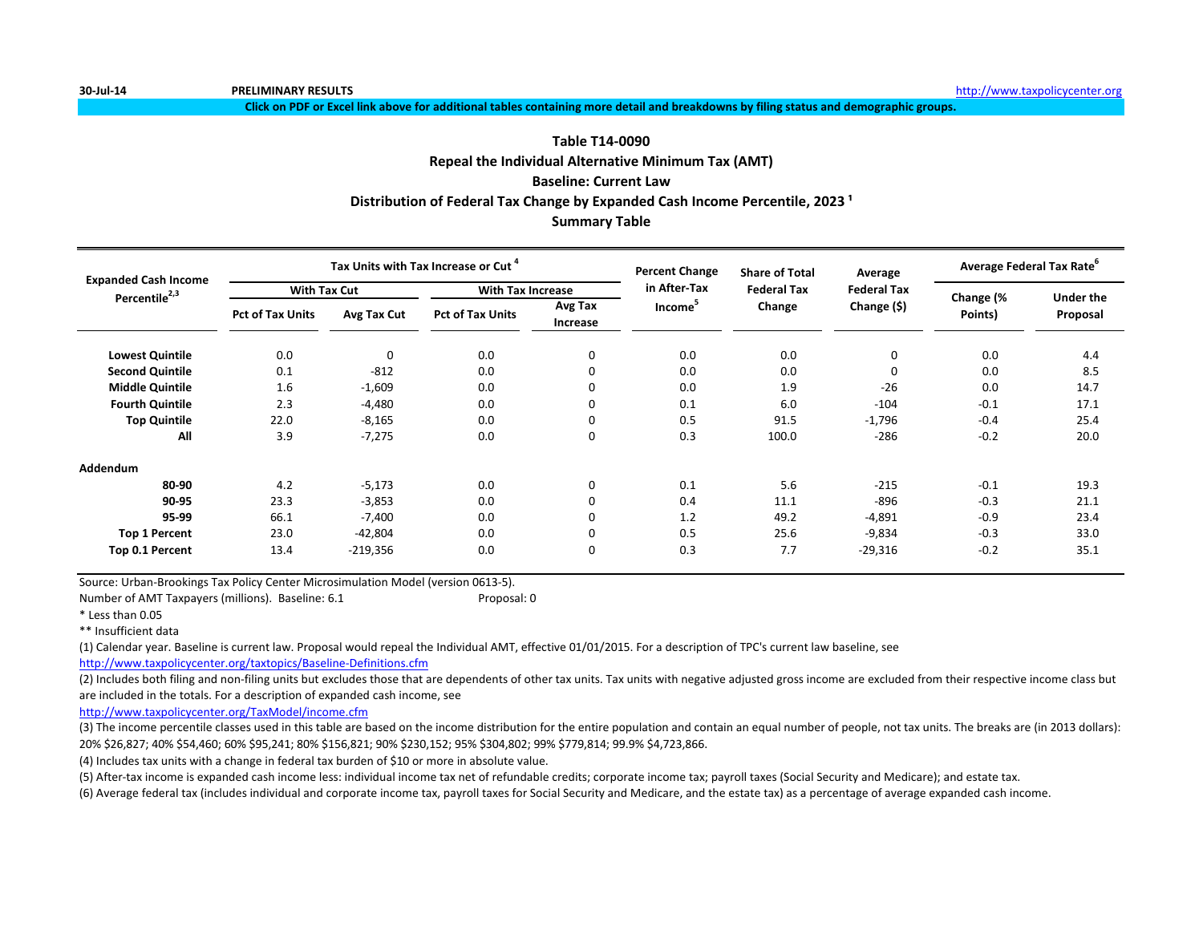30-Jul-14 **PRELIMINARY RESULTS** http://www.taxpolicycenter.org

**Click on PDF or Excel link above for additional tables containing more detail and breakdowns by filing status and demographic groups.**

## Table T14-0090
## Repeal the Individual Alternative Minimum Tax (AMT)
## Baseline: Current Law
## Distribution of Federal Tax Change by Expanded Cash Income Percentile, 2023 [1]
## Summary Table

| Expanded Cash Income Percentile[2,3] | Tax Units with Tax Increase or Cut [4] | | | | Percent Change in After-Tax Income[5] | Share of Total Federal Tax Change | Average Federal Tax Change ($) | Average Federal Tax Rate[6] | |
|---|---|---|---|---|---|---|---|---|---|
| | With Tax Cut | | With Tax Increase | | | | | | |
| | Pct of Tax Units | Avg Tax Cut | Pct of Tax Units | Avg Tax Increase | | | | Change (% Points) | Under the Proposal |
| **Lowest Quintile** | 0.0 | 0 | 0.0 | 0 | 0.0 | 0.0 | 0 | 0.0 | 4.4 |
| **Second Quintile** | 0.1 | -812 | 0.0 | 0 | 0.0 | 0.0 | 0 | 0.0 | 8.5 |
| **Middle Quintile** | 1.6 | -1,609 | 0.0 | 0 | 0.0 | 1.9 | -26 | 0.0 | 14.7 |
| **Fourth Quintile** | 2.3 | -4,480 | 0.0 | 0 | 0.1 | 6.0 | -104 | -0.1 | 17.1 |
| **Top Quintile** | 22.0 | -8,165 | 0.0 | 0 | 0.5 | 91.5 | -1,796 | -0.4 | 25.4 |
| **All** | 3.9 | -7,275 | 0.0 | 0 | 0.3 | 100.0 | -286 | -0.2 | 20.0 |
| **Addendum** | | | | | | | | | |
| **80-90** | 4.2 | -5,173 | 0.0 | 0 | 0.1 | 5.6 | -215 | -0.1 | 19.3 |
| **90-95** | 23.3 | -3,853 | 0.0 | 0 | 0.4 | 11.1 | -896 | -0.3 | 21.1 |
| **95-99** | 66.1 | -7,400 | 0.0 | 0 | 1.2 | 49.2 | -4,891 | -0.9 | 23.4 |
| **Top 1 Percent** | 23.0 | -42,804 | 0.0 | 0 | 0.5 | 25.6 | -9,834 | -0.3 | 33.0 |
| **Top 0.1 Percent** | 13.4 | -219,356 | 0.0 | 0 | 0.3 | 7.7 | -29,316 | -0.2 | 35.1 |

Source: Urban-Brookings Tax Policy Center Microsimulation Model (version 0613-5).

Number of AMT Taxpayers (millions). Baseline: 6.1 Proposal: 0

* Less than 0.05

** Insufficient data

(1) Calendar year. Baseline is current law. Proposal would repeal the Individual AMT, effective 01/01/2015. For a description of TPC's current law baseline, see
http://www.taxpolicycenter.org/taxtopics/Baseline-Definitions.cfm

(2) Includes both filing and non-filing units but excludes those that are dependents of other tax units. Tax units with negative adjusted gross income are excluded from their respective income class but are included in the totals. For a description of expanded cash income, see
http://www.taxpolicycenter.org/TaxModel/income.cfm

(3) The income percentile classes used in this table are based on the income distribution for the entire population and contain an equal number of people, not tax units. The breaks are (in 2013 dollars): 20% $26,827; 40% $54,460; 60% $95,241; 80% $156,821; 90% $230,152; 95% $304,802; 99% $779,814; 99.9% $4,723,866.

(4) Includes tax units with a change in federal tax burden of $10 or more in absolute value.

(5) After-tax income is expanded cash income less: individual income tax net of refundable credits; corporate income tax; payroll taxes (Social Security and Medicare); and estate tax.

(6) Average federal tax (includes individual and corporate income tax, payroll taxes for Social Security and Medicare, and the estate tax) as a percentage of average expanded cash income.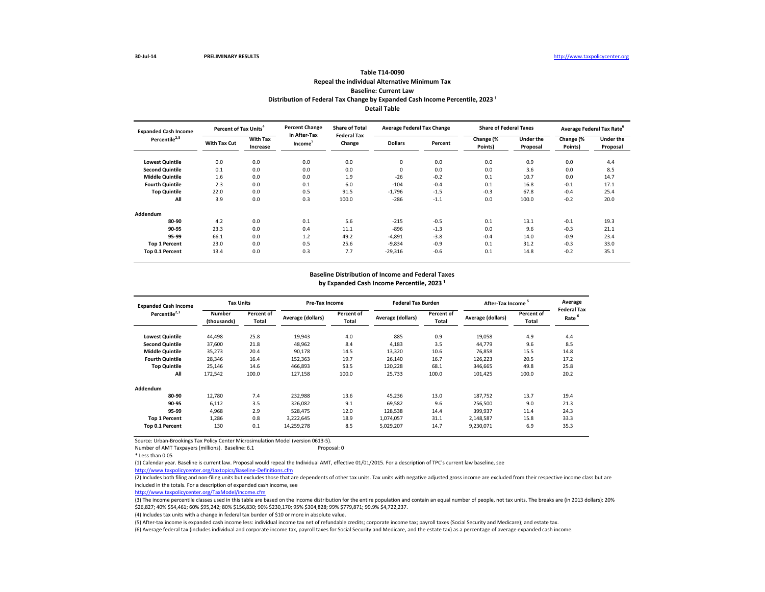30-Jul-14 **PRELIMINARY RESULTS** http://www.taxpolicycenter.org

## Table T14-0090
### Repeal the individual Alternative Minimum Tax
### Baseline: Current Law
### Distribution of Federal Tax Change by Expanded Cash Income Percentile, 2023 [1]
### Detail Table

| Expanded Cash Income Percentile[2,3] | Percent of Tax Units[4] | | Percent Change in After-Tax Income[5] | Share of Total Federal Tax Change | Average Federal Tax Change | | Share of Federal Taxes | | Average Federal Tax Rate[6] | |
|---|---|---|---|---|---|---|---|---|---|---|
| | With Tax Cut | With Tax Increase | | | Dollars | Percent | Change (% Points) | Under the Proposal | Change (% Points) | Under the Proposal |
| Lowest Quintile | 0.0 | 0.0 | 0.0 | 0.0 | 0 | 0.0 | 0.0 | 0.9 | 0.0 | 4.4 |
| Second Quintile | 0.1 | 0.0 | 0.0 | 0.0 | 0 | 0.0 | 0.0 | 3.6 | 0.0 | 8.5 |
| Middle Quintile | 1.6 | 0.0 | 0.0 | 1.9 | -26 | -0.2 | 0.1 | 10.7 | 0.0 | 14.7 |
| Fourth Quintile | 2.3 | 0.0 | 0.1 | 6.0 | -104 | -0.4 | 0.1 | 16.8 | -0.1 | 17.1 |
| Top Quintile | 22.0 | 0.0 | 0.5 | 91.5 | -1,796 | -1.5 | -0.3 | 67.8 | -0.4 | 25.4 |
| All | 3.9 | 0.0 | 0.3 | 100.0 | -286 | -1.1 | 0.0 | 100.0 | -0.2 | 20.0 |
| **Addendum** | | | | | | | | | | |
| 80-90 | 4.2 | 0.0 | 0.1 | 5.6 | -215 | -0.5 | 0.1 | 13.1 | -0.1 | 19.3 |
| 90-95 | 23.3 | 0.0 | 0.4 | 11.1 | -896 | -1.3 | 0.0 | 9.6 | -0.3 | 21.1 |
| 95-99 | 66.1 | 0.0 | 1.2 | 49.2 | -4,891 | -3.8 | -0.4 | 14.0 | -0.9 | 23.4 |
| Top 1 Percent | 23.0 | 0.0 | 0.5 | 25.6 | -9,834 | -0.9 | 0.1 | 31.2 | -0.3 | 33.0 |
| Top 0.1 Percent | 13.4 | 0.0 | 0.3 | 7.7 | -29,316 | -0.6 | 0.1 | 14.8 | -0.2 | 35.1 |

### Baseline Distribution of Income and Federal Taxes by Expanded Cash Income Percentile, 2023 [1]

| Expanded Cash Income Percentile[2,3] | Tax Units | | Pre-Tax Income | | Federal Tax Burden | | After-Tax Income[5] | | Average Federal Tax Rate[6] |
|---|---|---|---|---|---|---|---|---|---|
| | Number (thousands) | Percent of Total | Average (dollars) | Percent of Total | Average (dollars) | Percent of Total | Average (dollars) | Percent of Total | |
| Lowest Quintile | 44,498 | 25.8 | 19,943 | 4.0 | 885 | 0.9 | 19,058 | 4.9 | 4.4 |
| Second Quintile | 37,600 | 21.8 | 48,962 | 8.4 | 4,183 | 3.5 | 44,779 | 9.6 | 8.5 |
| Middle Quintile | 35,273 | 20.4 | 90,178 | 14.5 | 13,320 | 10.6 | 76,858 | 15.5 | 14.8 |
| Fourth Quintile | 28,346 | 16.4 | 152,363 | 19.7 | 26,140 | 16.7 | 126,223 | 20.5 | 17.2 |
| Top Quintile | 25,146 | 14.6 | 466,893 | 53.5 | 120,228 | 68.1 | 346,665 | 49.8 | 25.8 |
| All | 172,542 | 100.0 | 127,158 | 100.0 | 25,733 | 100.0 | 101,425 | 100.0 | 20.2 |
| **Addendum** | | | | | | | | | |
| 80-90 | 12,780 | 7.4 | 232,988 | 13.6 | 45,236 | 13.0 | 187,752 | 13.7 | 19.4 |
| 90-95 | 6,112 | 3.5 | 326,082 | 9.1 | 69,582 | 9.6 | 256,500 | 9.0 | 21.3 |
| 95-99 | 4,968 | 2.9 | 528,475 | 12.0 | 128,538 | 14.4 | 399,937 | 11.4 | 24.3 |
| Top 1 Percent | 1,286 | 0.8 | 3,222,645 | 18.9 | 1,074,057 | 31.1 | 2,148,587 | 15.8 | 33.3 |
| Top 0.1 Percent | 130 | 0.1 | 14,259,278 | 8.5 | 5,029,207 | 14.7 | 9,230,071 | 6.9 | 35.3 |

Source: Urban-Brookings Tax Policy Center Microsimulation Model (version 0613-5).

Number of AMT Taxpayers (millions). Baseline: 6.1 Proposal: 0

* Less than 0.05

(1) Calendar year. Baseline is current law. Proposal would repeal the Individual AMT, effective 01/01/2015. For a description of TPC's current law baseline, see http://www.taxpolicycenter.org/taxtopics/Baseline-Definitions.cfm

(2) Includes both filing and non-filing units but excludes those that are dependents of other tax units. Tax units with negative adjusted gross income are excluded from their respective income class but are included in the totals. For a description of expanded cash income, see http://www.taxpolicycenter.org/TaxModel/income.cfm

(3) The income percentile classes used in this table are based on the income distribution for the entire population and contain an equal number of people, not tax units. The breaks are (in 2013 dollars): 20% $26,827; 40% $54,461; 60% $95,242; 80% $156,830; 90% $230,170; 95% $304,828; 99% $779,871; 99.9% $4,722,237.

(4) Includes tax units with a change in federal tax burden of $10 or more in absolute value.

(5) After-tax income is expanded cash income less: individual income tax net of refundable credits; corporate income tax; payroll taxes (Social Security and Medicare); and estate tax.

(6) Average federal tax (includes individual and corporate income tax, payroll taxes for Social Security and Medicare, and the estate tax) as a percentage of average expanded cash income.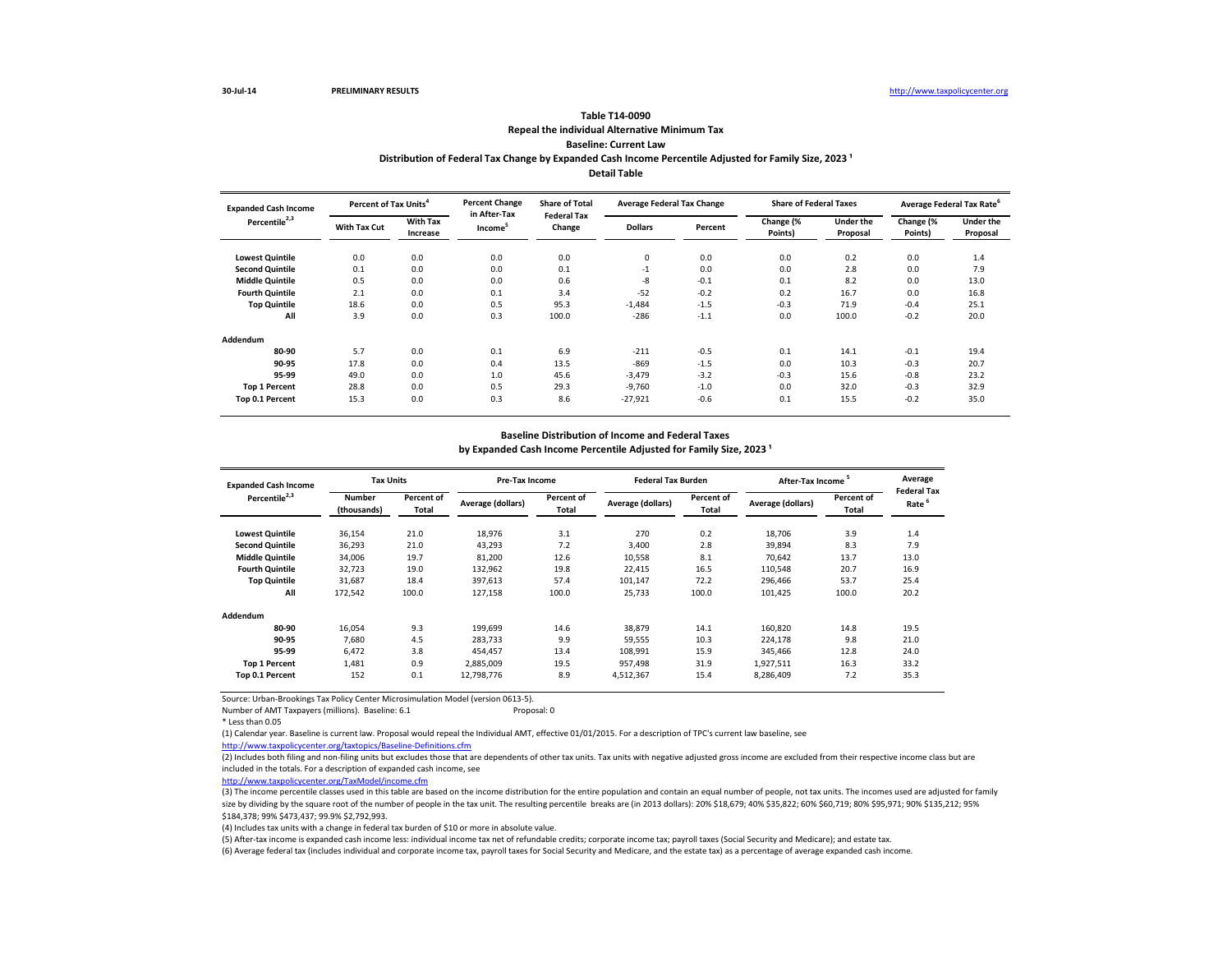30-Jul-14 PRELIMINARY RESULTS http://www.taxpolicycenter.org

## Table T14-0090
## Repeal the individual Alternative Minimum Tax
## Baseline: Current Law
## Distribution of Federal Tax Change by Expanded Cash Income Percentile Adjusted for Family Size, 2023 [1]
## Detail Table

| Expanded Cash Income Percentile[2,3] | Percent of Tax Units[4] | | Percent Change in After-Tax Income[5] | Share of Total Federal Tax Change | Average Federal Tax Change | | Share of Federal Taxes | | Average Federal Tax Rate[6] | |
|---|---|---|---|---|---|---|---|---|---|---|
| | With Tax Cut | With Tax Increase | | | Dollars | Percent | Change (% Points) | Under the Proposal | Change (% Points) | Under the Proposal |
| Lowest Quintile | 0.0 | 0.0 | 0.0 | 0.0 | 0 | 0.0 | 0.0 | 0.2 | 0.0 | 1.4 |
| Second Quintile | 0.1 | 0.0 | 0.0 | 0.1 | -1 | 0.0 | 0.0 | 2.8 | 0.0 | 7.9 |
| Middle Quintile | 0.5 | 0.0 | 0.0 | 0.6 | -8 | -0.1 | 0.1 | 8.2 | 0.0 | 13.0 |
| Fourth Quintile | 2.1 | 0.0 | 0.1 | 3.4 | -52 | -0.2 | 0.2 | 16.7 | 0.0 | 16.8 |
| Top Quintile | 18.6 | 0.0 | 0.5 | 95.3 | -1,484 | -1.5 | -0.3 | 71.9 | -0.4 | 25.1 |
| All | 3.9 | 0.0 | 0.3 | 100.0 | -286 | -1.1 | 0.0 | 100.0 | -0.2 | 20.0 |
| Addendum | | | | | | | | | | |
| 80-90 | 5.7 | 0.0 | 0.1 | 6.9 | -211 | -0.5 | 0.1 | 14.1 | -0.1 | 19.4 |
| 90-95 | 17.8 | 0.0 | 0.4 | 13.5 | -869 | -1.5 | 0.0 | 10.3 | -0.3 | 20.7 |
| 95-99 | 49.0 | 0.0 | 1.0 | 45.6 | -3,479 | -3.2 | -0.3 | 15.6 | -0.8 | 23.2 |
| Top 1 Percent | 28.8 | 0.0 | 0.5 | 29.3 | -9,760 | -1.0 | 0.0 | 32.0 | -0.3 | 32.9 |
| Top 0.1 Percent | 15.3 | 0.0 | 0.3 | 8.6 | -27,921 | -0.6 | 0.1 | 15.5 | -0.2 | 35.0 |

## Baseline Distribution of Income and Federal Taxes
## by Expanded Cash Income Percentile Adjusted for Family Size, 2023 [1]

| Expanded Cash Income Percentile[2,3] | Tax Units | | Pre-Tax Income | | Federal Tax Burden | | After-Tax Income[5] | | Average Federal Tax Rate[6] |
|---|---|---|---|---|---|---|---|---|---|
| | Number (thousands) | Percent of Total | Average (dollars) | Percent of Total | Average (dollars) | Percent of Total | Average (dollars) | Percent of Total | |
| Lowest Quintile | 36,154 | 21.0 | 18,976 | 3.1 | 270 | 0.2 | 18,706 | 3.9 | 1.4 |
| Second Quintile | 36,293 | 21.0 | 43,293 | 7.2 | 3,400 | 2.8 | 39,894 | 8.3 | 7.9 |
| Middle Quintile | 34,006 | 19.7 | 81,200 | 12.6 | 10,558 | 8.1 | 70,642 | 13.7 | 13.0 |
| Fourth Quintile | 32,723 | 19.0 | 132,962 | 19.8 | 22,415 | 16.5 | 110,548 | 20.7 | 16.9 |
| Top Quintile | 31,687 | 18.4 | 397,613 | 57.4 | 101,147 | 72.2 | 296,466 | 53.7 | 25.4 |
| All | 172,542 | 100.0 | 127,158 | 100.0 | 25,733 | 100.0 | 101,425 | 100.0 | 20.2 |
| Addendum | | | | | | | | | |
| 80-90 | 16,054 | 9.3 | 199,699 | 14.6 | 38,879 | 14.1 | 160,820 | 14.8 | 19.5 |
| 90-95 | 7,680 | 4.5 | 283,733 | 9.9 | 59,555 | 10.3 | 224,178 | 9.8 | 21.0 |
| 95-99 | 6,472 | 3.8 | 454,457 | 13.4 | 108,991 | 15.9 | 345,466 | 12.8 | 24.0 |
| Top 1 Percent | 1,481 | 0.9 | 2,885,009 | 19.5 | 957,498 | 31.9 | 1,927,511 | 16.3 | 33.2 |
| Top 0.1 Percent | 152 | 0.1 | 12,798,776 | 8.9 | 4,512,367 | 15.4 | 8,286,409 | 7.2 | 35.3 |

Source: Urban-Brookings Tax Policy Center Microsimulation Model (version 0613-5).

Number of AMT Taxpayers (millions). Baseline: 6.1 Proposal: 0

* Less than 0.05

(1) Calendar year. Baseline is current law. Proposal would repeal the Individual AMT, effective 01/01/2015. For a description of TPC's current law baseline, see http://www.taxpolicycenter.org/taxtopics/Baseline-Definitions.cfm

(2) Includes both filing and non-filing units but excludes those that are dependents of other tax units. Tax units with negative adjusted gross income are excluded from their respective income class but are included in the totals. For a description of expanded cash income, see http://www.taxpolicycenter.org/TaxModel/income.cfm

(3) The income percentile classes used in this table are based on the income distribution for the entire population and contain an equal number of people, not tax units. The incomes used are adjusted for family size by dividing by the square root of the number of people in the tax unit. The resulting percentile breaks are (in 2013 dollars): 20% $18,679; 40% $35,822; 60% $60,719; 80% $95,971; 90% $135,212; 95% $184,378; 99% $473,437; 99.9% $2,792,993.

(4) Includes tax units with a change in federal tax burden of $10 or more in absolute value.

(5) After-tax income is expanded cash income less: individual income tax net of refundable credits; corporate income tax; payroll taxes (Social Security and Medicare); and estate tax.

(6) Average federal tax (includes individual and corporate income tax, payroll taxes for Social Security and Medicare, and the estate tax) as a percentage of average expanded cash income.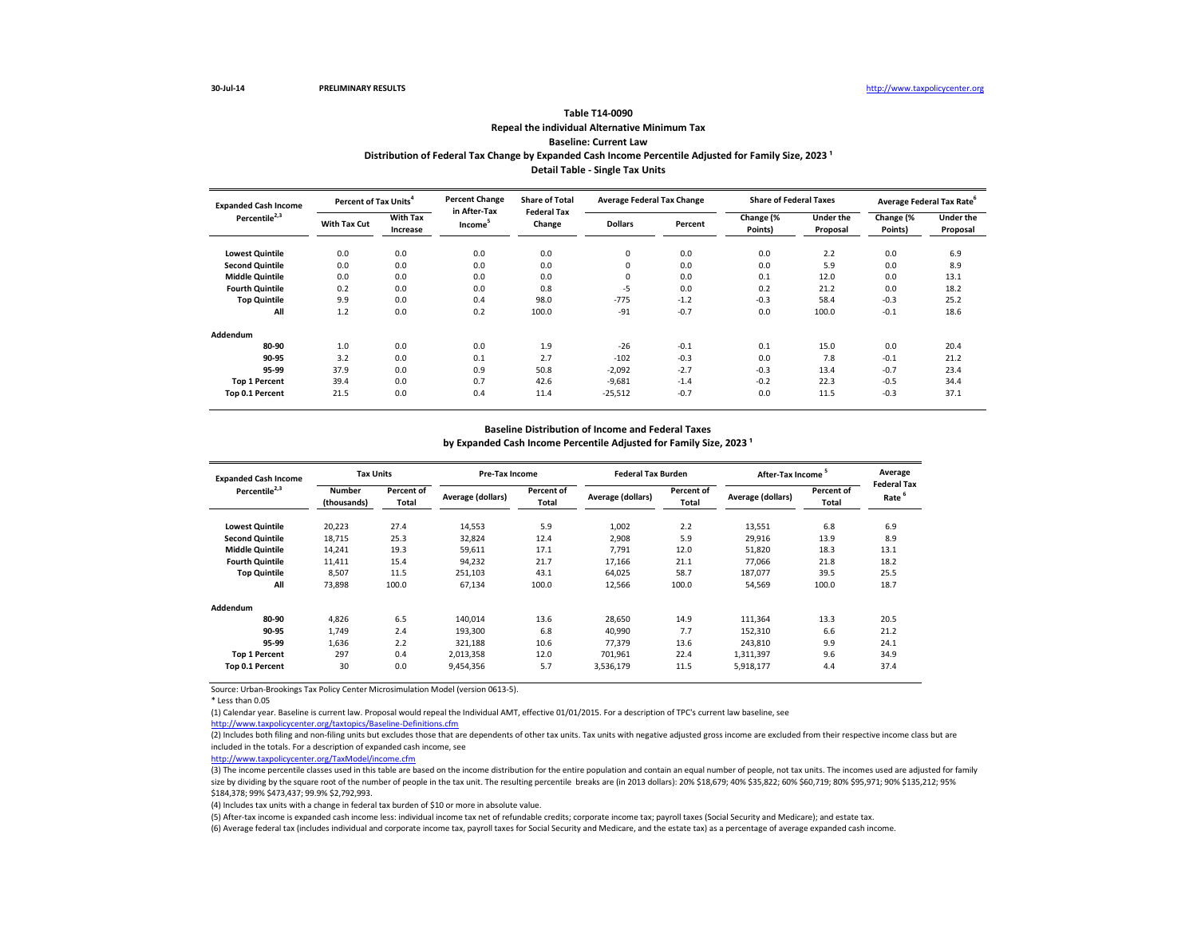30-Jul-14 PRELIMINARY RESULTS http://www.taxpolicycenter.org

## Table T14-0090

### Repeal the individual Alternative Minimum Tax

### Baseline: Current Law

### Distribution of Federal Tax Change by Expanded Cash Income Percentile Adjusted for Family Size, 2023 [1]

### Detail Table - Single Tax Units

| Expanded Cash Income Percentile[2,3] | Percent of Tax Units[4] | | Percent Change in After-Tax Income[5] | Share of Total Federal Tax Change | Average Federal Tax Change | | Share of Federal Taxes | | Average Federal Tax Rate[6] | |
|---|---|---|---|---|---|---|---|---|---|---|
| | With Tax Cut | With Tax Increase | | | Dollars | Percent | Change (% Points) | Under the Proposal | Change (% Points) | Under the Proposal |
| Lowest Quintile | 0.0 | 0.0 | 0.0 | 0.0 | 0 | 0.0 | 0.0 | 2.2 | 0.0 | 6.9 |
| Second Quintile | 0.0 | 0.0 | 0.0 | 0.0 | 0 | 0.0 | 0.0 | 5.9 | 0.0 | 8.9 |
| Middle Quintile | 0.0 | 0.0 | 0.0 | 0.0 | 0 | 0.0 | 0.1 | 12.0 | 0.0 | 13.1 |
| Fourth Quintile | 0.2 | 0.0 | 0.0 | 0.8 | -5 | 0.0 | 0.2 | 21.2 | 0.0 | 18.2 |
| Top Quintile | 9.9 | 0.0 | 0.4 | 98.0 | -775 | -1.2 | -0.3 | 58.4 | -0.3 | 25.2 |
| All | 1.2 | 0.0 | 0.2 | 100.0 | -91 | -0.7 | 0.0 | 100.0 | -0.1 | 18.6 |
| **Addendum** | | | | | | | | | | |
| 80-90 | 1.0 | 0.0 | 0.0 | 1.9 | -26 | -0.1 | 0.1 | 15.0 | 0.0 | 20.4 |
| 90-95 | 3.2 | 0.0 | 0.1 | 2.7 | -102 | -0.3 | 0.0 | 7.8 | -0.1 | 21.2 |
| 95-99 | 37.9 | 0.0 | 0.9 | 50.8 | -2,092 | -2.7 | -0.3 | 13.4 | -0.7 | 23.4 |
| Top 1 Percent | 39.4 | 0.0 | 0.7 | 42.6 | -9,681 | -1.4 | -0.2 | 22.3 | -0.5 | 34.4 |
| Top 0.1 Percent | 21.5 | 0.0 | 0.4 | 11.4 | -25,512 | -0.7 | 0.0 | 11.5 | -0.3 | 37.1 |

### Baseline Distribution of Income and Federal Taxes by Expanded Cash Income Percentile Adjusted for Family Size, 2023 [1]

| Expanded Cash Income Percentile[2,3] | Tax Units | | Pre-Tax Income | | Federal Tax Burden | | After-Tax Income[5] | | Average Federal Tax Rate[6] |
|---|---|---|---|---|---|---|---|---|---|
| | Number (thousands) | Percent of Total | Average (dollars) | Percent of Total | Average (dollars) | Percent of Total | Average (dollars) | Percent of Total | |
| Lowest Quintile | 20,223 | 27.4 | 14,553 | 5.9 | 1,002 | 2.2 | 13,551 | 6.8 | 6.9 |
| Second Quintile | 18,715 | 25.3 | 32,824 | 12.4 | 2,908 | 5.9 | 29,916 | 13.9 | 8.9 |
| Middle Quintile | 14,241 | 19.3 | 59,611 | 17.1 | 7,791 | 12.0 | 51,820 | 18.3 | 13.1 |
| Fourth Quintile | 11,411 | 15.4 | 94,232 | 21.7 | 17,166 | 21.1 | 77,066 | 21.8 | 18.2 |
| Top Quintile | 8,507 | 11.5 | 251,103 | 43.1 | 64,025 | 58.7 | 187,077 | 39.5 | 25.5 |
| All | 73,898 | 100.0 | 67,134 | 100.0 | 12,566 | 100.0 | 54,569 | 100.0 | 18.7 |
| **Addendum** | | | | | | | | | |
| 80-90 | 4,826 | 6.5 | 140,014 | 13.6 | 28,650 | 14.9 | 111,364 | 13.3 | 20.5 |
| 90-95 | 1,749 | 2.4 | 193,300 | 6.8 | 40,990 | 7.7 | 152,310 | 6.6 | 21.2 |
| 95-99 | 1,636 | 2.2 | 321,188 | 10.6 | 77,379 | 13.6 | 243,810 | 9.9 | 24.1 |
| Top 1 Percent | 297 | 0.4 | 2,013,358 | 12.0 | 701,961 | 22.4 | 1,311,397 | 9.6 | 34.9 |
| Top 0.1 Percent | 30 | 0.0 | 9,454,356 | 5.7 | 3,536,179 | 11.5 | 5,918,177 | 4.4 | 37.4 |

Source: Urban-Brookings Tax Policy Center Microsimulation Model (version 0613-5).

\* Less than 0.05

(1) Calendar year. Baseline is current law. Proposal would repeal the Individual AMT, effective 01/01/2015. For a description of TPC's current law baseline, see http://www.taxpolicycenter.org/taxtopics/Baseline-Definitions.cfm

(2) Includes both filing and non-filing units but excludes those that are dependents of other tax units. Tax units with negative adjusted gross income are excluded from their respective income class but are included in the totals. For a description of expanded cash income, see http://www.taxpolicycenter.org/TaxModel/income.cfm

(3) The income percentile classes used in this table are based on the income distribution for the entire population and contain an equal number of people, not tax units. The incomes used are adjusted for family size by dividing by the square root of the number of people in the tax unit. The resulting percentile breaks are (in 2013 dollars): 20% $18,679; 40% $35,822; 60% $60,719; 80% $95,971; 90% $135,212; 95% $184,378; 99% $473,437; 99.9% $2,792,993.

(4) Includes tax units with a change in federal tax burden of $10 or more in absolute value.

(5) After-tax income is expanded cash income less: individual income tax net of refundable credits; corporate income tax; payroll taxes (Social Security and Medicare); and estate tax.

(6) Average federal tax (includes individual and corporate income tax, payroll taxes for Social Security and Medicare, and the estate tax) as a percentage of average expanded cash income.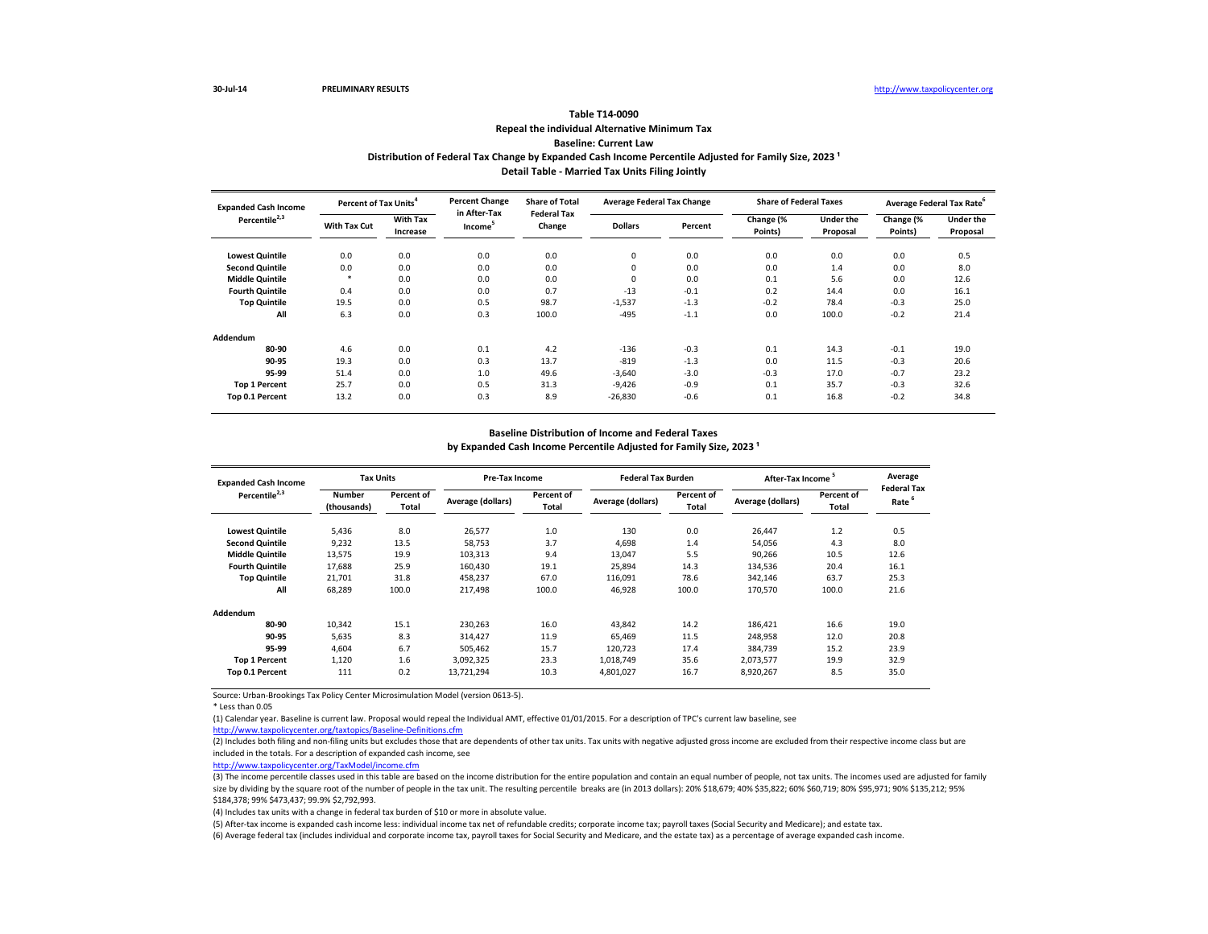### Table T14-0090

### Repeal the individual Alternative Minimum Tax

### Baseline: Current Law

### Distribution of Federal Tax Change by Expanded Cash Income Percentile Adjusted for Family Size, 2023 [1]

### Detail Table - Married Tax Units Filing Jointly

| Expanded Cash Income Percentile[2,3] | Percent of Tax Units[4] | | Percent Change in After-Tax Income[5] | Share of Total Federal Tax Change | Average Federal Tax Change | | Share of Federal Taxes | | Average Federal Tax Rate[6] | |
|---|---|---|---|---|---|---|---|---|---|---|
| | With Tax Cut | With Tax Increase | | | Dollars | Percent | Change (% Points) | Under the Proposal | Change (% Points) | Under the Proposal |
| Lowest Quintile | 0.0 | 0.0 | 0.0 | 0.0 | 0 | 0.0 | 0.0 | 0.0 | 0.0 | 0.5 |
| Second Quintile | 0.0 | 0.0 | 0.0 | 0.0 | 0 | 0.0 | 0.0 | 1.4 | 0.0 | 8.0 |
| Middle Quintile | * | 0.0 | 0.0 | 0.0 | 0 | 0.0 | 0.1 | 5.6 | 0.0 | 12.6 |
| Fourth Quintile | 0.4 | 0.0 | 0.0 | 0.7 | -13 | -0.1 | 0.2 | 14.4 | 0.0 | 16.1 |
| Top Quintile | 19.5 | 0.0 | 0.5 | 98.7 | -1,537 | -1.3 | -0.2 | 78.4 | -0.3 | 25.0 |
| All | 6.3 | 0.0 | 0.3 | 100.0 | -495 | -1.1 | 0.0 | 100.0 | -0.2 | 21.4 |
| **Addendum** | | | | | | | | | | |
| 80-90 | 4.6 | 0.0 | 0.1 | 4.2 | -136 | -0.3 | 0.1 | 14.3 | -0.1 | 19.0 |
| 90-95 | 19.3 | 0.0 | 0.3 | 13.7 | -819 | -1.3 | 0.0 | 11.5 | -0.3 | 20.6 |
| 95-99 | 51.4 | 0.0 | 1.0 | 49.6 | -3,640 | -3.0 | -0.3 | 17.0 | -0.7 | 23.2 |
| Top 1 Percent | 25.7 | 0.0 | 0.5 | 31.3 | -9,426 | -0.9 | 0.1 | 35.7 | -0.3 | 32.6 |
| Top 0.1 Percent | 13.2 | 0.0 | 0.3 | 8.9 | -26,830 | -0.6 | 0.1 | 16.8 | -0.2 | 34.8 |

### Baseline Distribution of Income and Federal Taxes

### by Expanded Cash Income Percentile Adjusted for Family Size, 2023 [1]

| Expanded Cash Income Percentile[2,3] | Tax Units | | Pre-Tax Income | | Federal Tax Burden | | After-Tax Income[5] | | Average Federal Tax Rate[6] |
|---|---|---|---|---|---|---|---|---|---|
| | Number (thousands) | Percent of Total | Average (dollars) | Percent of Total | Average (dollars) | Percent of Total | Average (dollars) | Percent of Total | |
| Lowest Quintile | 5,436 | 8.0 | 26,577 | 1.0 | 130 | 0.0 | 26,447 | 1.2 | 0.5 |
| Second Quintile | 9,232 | 13.5 | 58,753 | 3.7 | 4,698 | 1.4 | 54,056 | 4.3 | 8.0 |
| Middle Quintile | 13,575 | 19.9 | 103,313 | 9.4 | 13,047 | 5.5 | 90,266 | 10.5 | 12.6 |
| Fourth Quintile | 17,688 | 25.9 | 160,430 | 19.1 | 25,894 | 14.3 | 134,536 | 20.4 | 16.1 |
| Top Quintile | 21,701 | 31.8 | 458,237 | 67.0 | 116,091 | 78.6 | 342,146 | 63.7 | 25.3 |
| All | 68,289 | 100.0 | 217,498 | 100.0 | 46,928 | 100.0 | 170,570 | 100.0 | 21.6 |
| **Addendum** | | | | | | | | | |
| 80-90 | 10,342 | 15.1 | 230,263 | 16.0 | 43,842 | 14.2 | 186,421 | 16.6 | 19.0 |
| 90-95 | 5,635 | 8.3 | 314,427 | 11.9 | 65,469 | 11.5 | 248,958 | 12.0 | 20.8 |
| 95-99 | 4,604 | 6.7 | 505,462 | 15.7 | 120,723 | 17.4 | 384,739 | 15.2 | 23.9 |
| Top 1 Percent | 1,120 | 1.6 | 3,092,325 | 23.3 | 1,018,749 | 35.6 | 2,073,577 | 19.9 | 32.9 |
| Top 0.1 Percent | 111 | 0.2 | 13,721,294 | 10.3 | 4,801,027 | 16.7 | 8,920,267 | 8.5 | 35.0 |

Source: Urban-Brookings Tax Policy Center Microsimulation Model (version 0613-5).

* Less than 0.05

(1) Calendar year. Baseline is current law. Proposal would repeal the Individual AMT, effective 01/01/2015. For a description of TPC's current law baseline, see http://www.taxpolicycenter.org/taxtopics/Baseline-Definitions.cfm

(2) Includes both filing and non-filing units but excludes those that are dependents of other tax units. Tax units with negative adjusted gross income are excluded from their respective income class but are included in the totals. For a description of expanded cash income, see http://www.taxpolicycenter.org/TaxModel/income.cfm

(3) The income percentile classes used in this table are based on the income distribution for the entire population and contain an equal number of people, not tax units. The incomes used are adjusted for family size by dividing by the square root of the number of people in the tax unit. The resulting percentile breaks are (in 2013 dollars): 20% $18,679; 40% $35,822; 60% $60,719; 80% $95,971; 90% $135,212; 95% $184,378; 99% $473,437; 99.9% $2,792,993.

(4) Includes tax units with a change in federal tax burden of $10 or more in absolute value.

(5) After-tax income is expanded cash income less: individual income tax net of refundable credits; corporate income tax; payroll taxes (Social Security and Medicare); and estate tax.

(6) Average federal tax (includes individual and corporate income tax, payroll taxes for Social Security and Medicare, and the estate tax) as a percentage of average expanded cash income.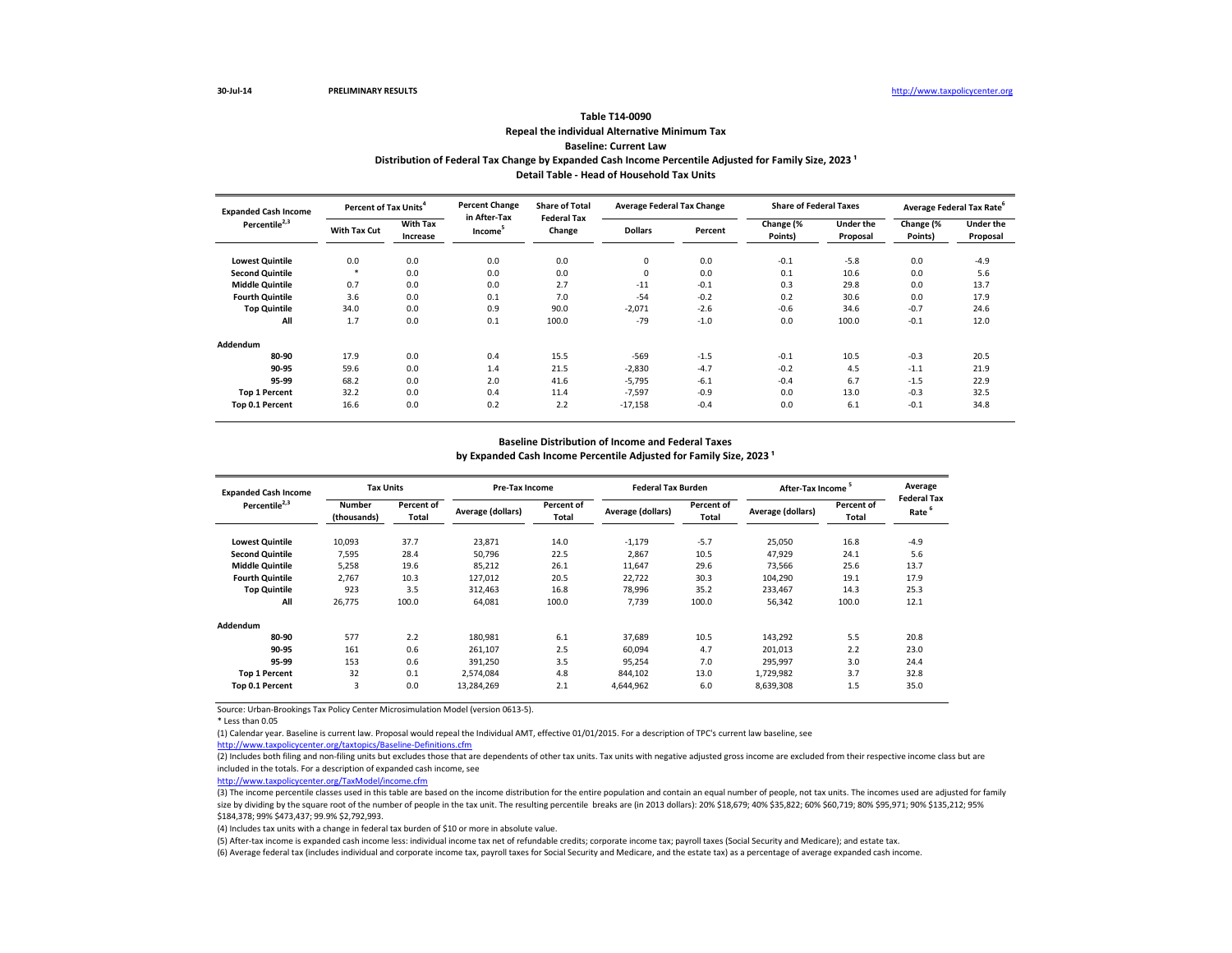30-Jul-14 PRELIMINARY RESULTS http://www.taxpolicycenter.org

# Table T14-0090

## Repeal the individual Alternative Minimum Tax

## Baseline: Current Law

## Distribution of Federal Tax Change by Expanded Cash Income Percentile Adjusted for Family Size, 2023 [1]

## Detail Table - Head of Household Tax Units

| Expanded Cash Income Percentile[2,3] | Percent of Tax Units[4] | | Percent Change in After-Tax Income[5] | Share of Total Federal Tax Change | Average Federal Tax Change | | Share of Federal Taxes | | Average Federal Tax Rate[6] | |
|---|---|---|---|---|---|---|---|---|---|---|
| | With Tax Cut | With Tax Increase | | | Dollars | Percent | Change (% Points) | Under the Proposal | Change (% Points) | Under the Proposal |
| Lowest Quintile | 0.0 | 0.0 | 0.0 | 0.0 | 0 | 0.0 | -0.1 | -5.8 | 0.0 | -4.9 |
| Second Quintile | * | 0.0 | 0.0 | 0.0 | 0 | 0.0 | 0.1 | 10.6 | 0.0 | 5.6 |
| Middle Quintile | 0.7 | 0.0 | 0.0 | 2.7 | -11 | -0.1 | 0.3 | 29.8 | 0.0 | 13.7 |
| Fourth Quintile | 3.6 | 0.0 | 0.1 | 7.0 | -54 | -0.2 | 0.2 | 30.6 | 0.0 | 17.9 |
| Top Quintile | 34.0 | 0.0 | 0.9 | 90.0 | -2,071 | -2.6 | -0.6 | 34.6 | -0.7 | 24.6 |
| All | 1.7 | 0.0 | 0.1 | 100.0 | -79 | -1.0 | 0.0 | 100.0 | -0.1 | 12.0 |
| **Addendum** | | | | | | | | | | |
| 80-90 | 17.9 | 0.0 | 0.4 | 15.5 | -569 | -1.5 | -0.1 | 10.5 | -0.3 | 20.5 |
| 90-95 | 59.6 | 0.0 | 1.4 | 21.5 | -2,830 | -4.7 | -0.2 | 4.5 | -1.1 | 21.9 |
| 95-99 | 68.2 | 0.0 | 2.0 | 41.6 | -5,795 | -6.1 | -0.4 | 6.7 | -1.5 | 22.9 |
| Top 1 Percent | 32.2 | 0.0 | 0.4 | 11.4 | -7,597 | -0.9 | 0.0 | 13.0 | -0.3 | 32.5 |
| Top 0.1 Percent | 16.6 | 0.0 | 0.2 | 2.2 | -17,158 | -0.4 | 0.0 | 6.1 | -0.1 | 34.8 |

## Baseline Distribution of Income and Federal Taxes by Expanded Cash Income Percentile Adjusted for Family Size, 2023 [1]

| Expanded Cash Income Percentile[2,3] | Tax Units | | Pre-Tax Income | | Federal Tax Burden | | After-Tax Income[5] | | Average Federal Tax Rate[6] |
|---|---|---|---|---|---|---|---|---|---|
| | Number (thousands) | Percent of Total | Average (dollars) | Percent of Total | Average (dollars) | Percent of Total | Average (dollars) | Percent of Total | |
| Lowest Quintile | 10,093 | 37.7 | 23,871 | 14.0 | -1,179 | -5.7 | 25,050 | 16.8 | -4.9 |
| Second Quintile | 7,595 | 28.4 | 50,796 | 22.5 | 2,867 | 10.5 | 47,929 | 24.1 | 5.6 |
| Middle Quintile | 5,258 | 19.6 | 85,212 | 26.1 | 11,647 | 29.6 | 73,566 | 25.6 | 13.7 |
| Fourth Quintile | 2,767 | 10.3 | 127,012 | 20.5 | 22,722 | 30.3 | 104,290 | 19.1 | 17.9 |
| Top Quintile | 923 | 3.5 | 312,463 | 16.8 | 78,996 | 35.2 | 233,467 | 14.3 | 25.3 |
| All | 26,775 | 100.0 | 64,081 | 100.0 | 7,739 | 100.0 | 56,342 | 100.0 | 12.1 |
| **Addendum** | | | | | | | | | |
| 80-90 | 577 | 2.2 | 180,981 | 6.1 | 37,689 | 10.5 | 143,292 | 5.5 | 20.8 |
| 90-95 | 161 | 0.6 | 261,107 | 2.5 | 60,094 | 4.7 | 201,013 | 2.2 | 23.0 |
| 95-99 | 153 | 0.6 | 391,250 | 3.5 | 95,254 | 7.0 | 295,997 | 3.0 | 24.4 |
| Top 1 Percent | 32 | 0.1 | 2,574,084 | 4.8 | 844,102 | 13.0 | 1,729,982 | 3.7 | 32.8 |
| Top 0.1 Percent | 3 | 0.0 | 13,284,269 | 2.1 | 4,644,962 | 6.0 | 8,639,308 | 1.5 | 35.0 |

Source: Urban-Brookings Tax Policy Center Microsimulation Model (version 0613-5).

\* Less than 0.05

(1) Calendar year. Baseline is current law. Proposal would repeal the Individual AMT, effective 01/01/2015. For a description of TPC's current law baseline, see http://www.taxpolicycenter.org/taxtopics/Baseline-Definitions.cfm

(2) Includes both filing and non-filing units but excludes those that are dependents of other tax units. Tax units with negative adjusted gross income are excluded from their respective income class but are included in the totals. For a description of expanded cash income, see http://www.taxpolicycenter.org/TaxModel/income.cfm

(3) The income percentile classes used in this table are based on the income distribution for the entire population and contain an equal number of people, not tax units. The incomes used are adjusted for family size by dividing by the square root of the number of people in the tax unit. The resulting percentile breaks are (in 2013 dollars): 20% $18,679; 40% $35,822; 60% $60,719; 80% $95,971; 90% $135,212; 95% $184,378; 99% $473,437; 99.9% $2,792,993.

(4) Includes tax units with a change in federal tax burden of $10 or more in absolute value.

(5) After-tax income is expanded cash income less: individual income tax net of refundable credits; corporate income tax; payroll taxes (Social Security and Medicare); and estate tax.

(6) Average federal tax (includes individual and corporate income tax, payroll taxes for Social Security and Medicare, and the estate tax) as a percentage of average expanded cash income.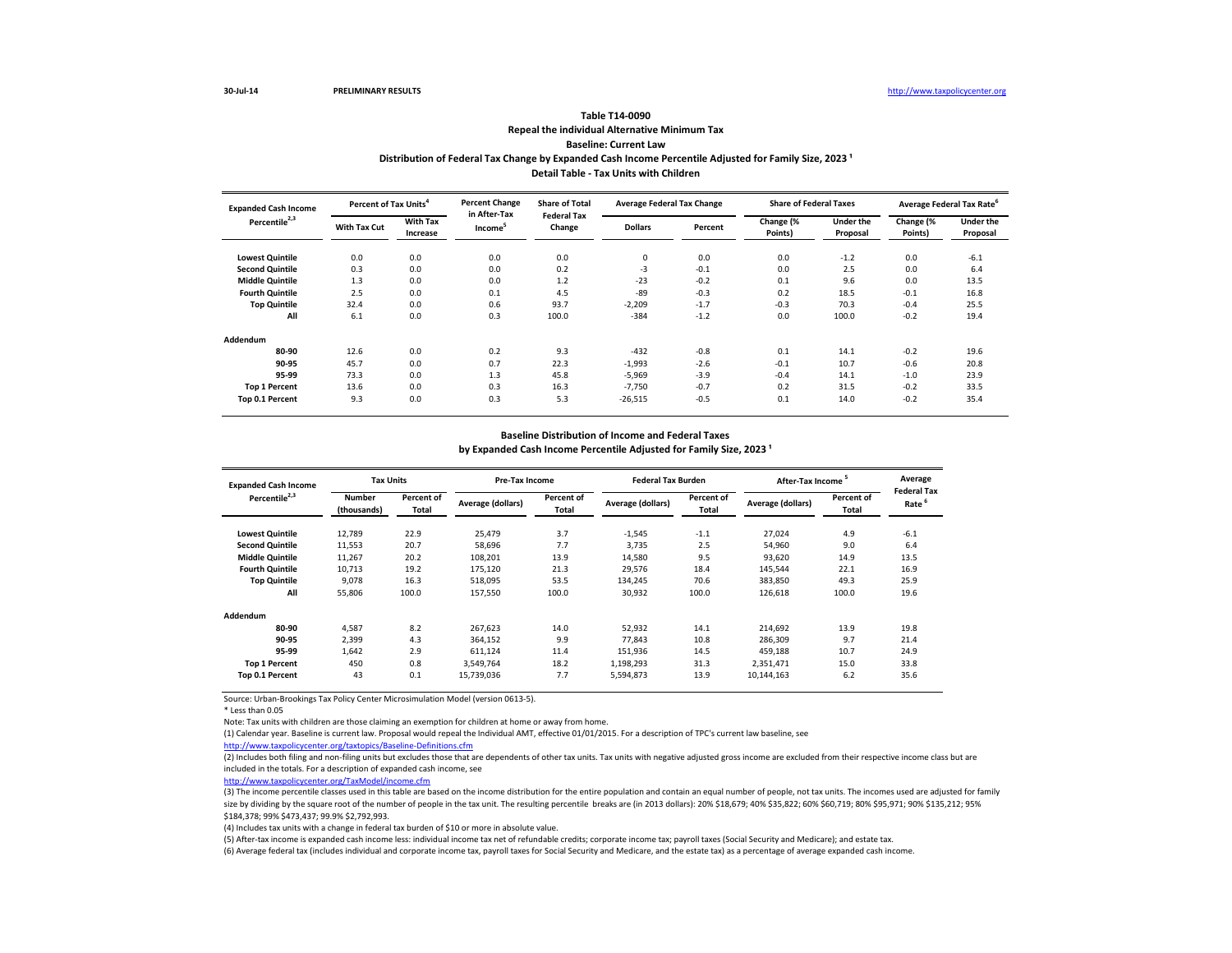30-Jul-14 PRELIMINARY RESULTS http://www.taxpolicycenter.org

**Table T14-0090**
**Repeal the individual Alternative Minimum Tax**
**Baseline: Current Law**
**Distribution of Federal Tax Change by Expanded Cash Income Percentile Adjusted for Family Size, 2023 [1]**
**Detail Table - Tax Units with Children**

| Expanded Cash Income Percentile[2,3] | Percent of Tax Units[4] | | Percent Change in After-Tax Income[5] | Share of Total Federal Tax Change | Average Federal Tax Change | | Share of Federal Taxes | | Average Federal Tax Rate[6] | |
|---|---|---|---|---|---|---|---|---|---|---|
| | With Tax Cut | With Tax Increase | | | Dollars | Percent | Change (% Points) | Under the Proposal | Change (% Points) | Under the Proposal |
| **Lowest Quintile** | 0.0 | 0.0 | 0.0 | 0.0 | 0 | 0.0 | 0.0 | -1.2 | 0.0 | -6.1 |
| **Second Quintile** | 0.3 | 0.0 | 0.0 | 0.2 | -3 | -0.1 | 0.0 | 2.5 | 0.0 | 6.4 |
| **Middle Quintile** | 1.3 | 0.0 | 0.0 | 1.2 | -23 | -0.2 | 0.1 | 9.6 | 0.0 | 13.5 |
| **Fourth Quintile** | 2.5 | 0.0 | 0.1 | 4.5 | -89 | -0.3 | 0.2 | 18.5 | -0.1 | 16.8 |
| **Top Quintile** | 32.4 | 0.0 | 0.6 | 93.7 | -2,209 | -1.7 | -0.3 | 70.3 | -0.4 | 25.5 |
| **All** | 6.1 | 0.0 | 0.3 | 100.0 | -384 | -1.2 | 0.0 | 100.0 | -0.2 | 19.4 |
| **Addendum** | | | | | | | | | | |
| **80-90** | 12.6 | 0.0 | 0.2 | 9.3 | -432 | -0.8 | 0.1 | 14.1 | -0.2 | 19.6 |
| **90-95** | 45.7 | 0.0 | 0.7 | 22.3 | -1,993 | -2.6 | -0.1 | 10.7 | -0.6 | 20.8 |
| **95-99** | 73.3 | 0.0 | 1.3 | 45.8 | -5,969 | -3.9 | -0.4 | 14.1 | -1.0 | 23.9 |
| **Top 1 Percent** | 13.6 | 0.0 | 0.3 | 16.3 | -7,750 | -0.7 | 0.2 | 31.5 | -0.2 | 33.5 |
| **Top 0.1 Percent** | 9.3 | 0.0 | 0.3 | 5.3 | -26,515 | -0.5 | 0.1 | 14.0 | -0.2 | 35.4 |

**Baseline Distribution of Income and Federal Taxes**
**by Expanded Cash Income Percentile Adjusted for Family Size, 2023 [1]**

| Expanded Cash Income Percentile[2,3] | Tax Units | | Pre-Tax Income | | Federal Tax Burden | | After-Tax Income[5] | | Average Federal Tax Rate[6] |
|---|---|---|---|---|---|---|---|---|---|
| | Number (thousands) | Percent of Total | Average (dollars) | Percent of Total | Average (dollars) | Percent of Total | Average (dollars) | Percent of Total | |
| **Lowest Quintile** | 12,789 | 22.9 | 25,479 | 3.7 | -1,545 | -1.1 | 27,024 | 4.9 | -6.1 |
| **Second Quintile** | 11,553 | 20.7 | 58,696 | 7.7 | 3,735 | 2.5 | 54,960 | 9.0 | 6.4 |
| **Middle Quintile** | 11,267 | 20.2 | 108,201 | 13.9 | 14,580 | 9.5 | 93,620 | 14.9 | 13.5 |
| **Fourth Quintile** | 10,713 | 19.2 | 175,120 | 21.3 | 29,576 | 18.4 | 145,544 | 22.1 | 16.9 |
| **Top Quintile** | 9,078 | 16.3 | 518,095 | 53.5 | 134,245 | 70.6 | 383,850 | 49.3 | 25.9 |
| **All** | 55,806 | 100.0 | 157,550 | 100.0 | 30,932 | 100.0 | 126,618 | 100.0 | 19.6 |
| **Addendum** | | | | | | | | | |
| **80-90** | 4,587 | 8.2 | 267,623 | 14.0 | 52,932 | 14.1 | 214,692 | 13.9 | 19.8 |
| **90-95** | 2,399 | 4.3 | 364,152 | 9.9 | 77,843 | 10.8 | 286,309 | 9.7 | 21.4 |
| **95-99** | 1,642 | 2.9 | 611,124 | 11.4 | 151,936 | 14.5 | 459,188 | 10.7 | 24.9 |
| **Top 1 Percent** | 450 | 0.8 | 3,549,764 | 18.2 | 1,198,293 | 31.3 | 2,351,471 | 15.0 | 33.8 |
| **Top 0.1 Percent** | 43 | 0.1 | 15,739,036 | 7.7 | 5,594,873 | 13.9 | 10,144,163 | 6.2 | 35.6 |

Source: Urban-Brookings Tax Policy Center Microsimulation Model (version 0613-5).

* Less than 0.05

Note: Tax units with children are those claiming an exemption for children at home or away from home.

(1) Calendar year. Baseline is current law. Proposal would repeal the Individual AMT, effective 01/01/2015. For a description of TPC's current law baseline, see http://www.taxpolicycenter.org/taxtopics/Baseline-Definitions.cfm

(2) Includes both filing and non-filing units but excludes those that are dependents of other tax units. Tax units with negative adjusted gross income are excluded from their respective income class but are included in the totals. For a description of expanded cash income, see http://www.taxpolicycenter.org/TaxModel/income.cfm

(3) The income percentile classes used in this table are based on the income distribution for the entire population and contain an equal number of people, not tax units. The incomes used are adjusted for family size by dividing by the square root of the number of people in the tax unit. The resulting percentile breaks are (in 2013 dollars): 20% $18,679; 40% $35,822; 60% $60,719; 80% $95,971; 90% $135,212; 95% $184,378; 99% $473,437; 99.9% $2,792,993.

(4) Includes tax units with a change in federal tax burden of $10 or more in absolute value.

(5) After-tax income is expanded cash income less: individual income tax net of refundable credits; corporate income tax; payroll taxes (Social Security and Medicare); and estate tax.

(6) Average federal tax (includes individual and corporate income tax, payroll taxes for Social Security and Medicare, and the estate tax) as a percentage of average expanded cash income.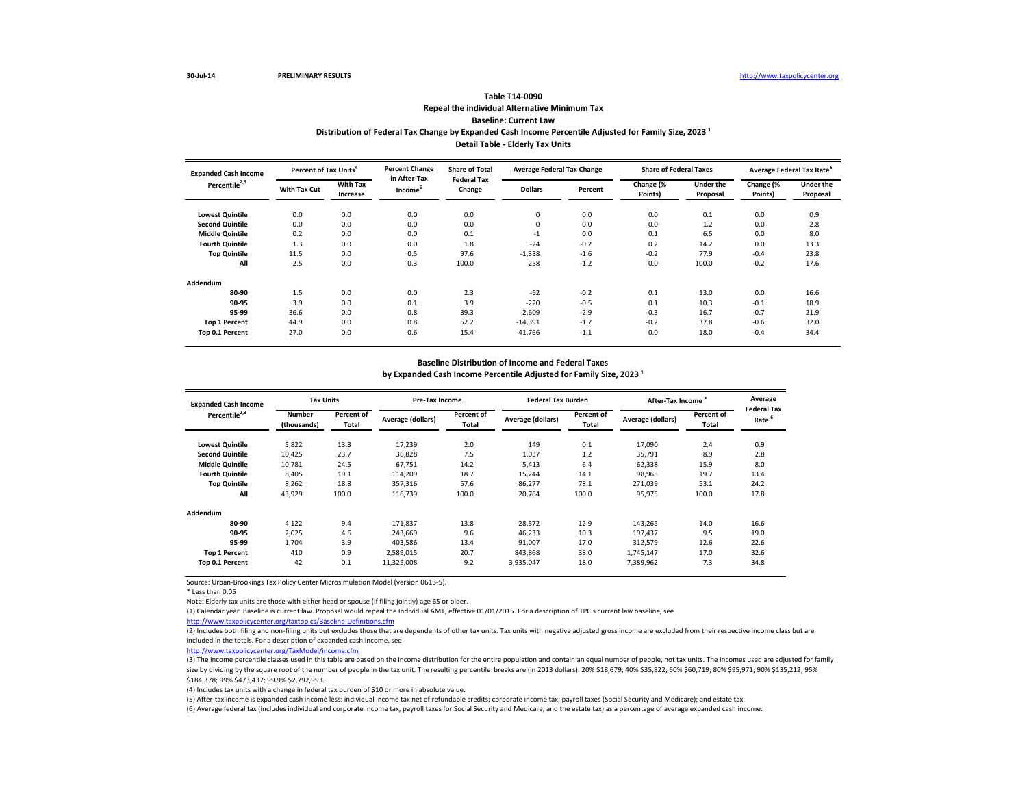30-Jul-14 **PRELIMINARY RESULTS** http://www.taxpolicycenter.org

### Table T14-0090
### Repeal the individual Alternative Minimum Tax
### Baseline: Current Law
### Distribution of Federal Tax Change by Expanded Cash Income Percentile Adjusted for Family Size, 2023 [1]
### Detail Table - Elderly Tax Units

| Expanded Cash Income Percentile[2,3] | Percent of Tax Units[4] | | Percent Change in After-Tax Income[5] | Share of Total Federal Tax Change | Average Federal Tax Change | | Share of Federal Taxes | | Average Federal Tax Rate[6] | |
|---|---|---|---|---|---|---|---|---|---|---|
| | With Tax Cut | With Tax Increase | | | Dollars | Percent | Change (% Points) | Under the Proposal | Change (% Points) | Under the Proposal |
| **Lowest Quintile** | 0.0 | 0.0 | 0.0 | 0.0 | 0 | 0.0 | 0.0 | 0.1 | 0.0 | 0.9 |
| **Second Quintile** | 0.0 | 0.0 | 0.0 | 0.0 | 0 | 0.0 | 0.0 | 1.2 | 0.0 | 2.8 |
| **Middle Quintile** | 0.2 | 0.0 | 0.0 | 0.1 | -1 | 0.0 | 0.1 | 6.5 | 0.0 | 8.0 |
| **Fourth Quintile** | 1.3 | 0.0 | 0.0 | 1.8 | -24 | -0.2 | 0.2 | 14.2 | 0.0 | 13.3 |
| **Top Quintile** | 11.5 | 0.0 | 0.5 | 97.6 | -1,338 | -1.6 | -0.2 | 77.9 | -0.4 | 23.8 |
| **All** | 2.5 | 0.0 | 0.3 | 100.0 | -258 | -1.2 | 0.0 | 100.0 | -0.2 | 17.6 |
| **Addendum** | | | | | | | | | | |
| **80-90** | 1.5 | 0.0 | 0.0 | 2.3 | -62 | -0.2 | 0.1 | 13.0 | 0.0 | 16.6 |
| **90-95** | 3.9 | 0.0 | 0.1 | 3.9 | -220 | -0.5 | 0.1 | 10.3 | -0.1 | 18.9 |
| **95-99** | 36.6 | 0.0 | 0.8 | 39.3 | -2,609 | -2.9 | -0.3 | 16.7 | -0.7 | 21.9 |
| **Top 1 Percent** | 44.9 | 0.0 | 0.8 | 52.2 | -14,391 | -1.7 | -0.2 | 37.8 | -0.6 | 32.0 |
| **Top 0.1 Percent** | 27.0 | 0.0 | 0.6 | 15.4 | -41,766 | -1.1 | 0.0 | 18.0 | -0.4 | 34.4 |

### Baseline Distribution of Income and Federal Taxes
### by Expanded Cash Income Percentile Adjusted for Family Size, 2023 [1]

| Expanded Cash Income Percentile[2,3] | Tax Units | | Pre-Tax Income | | Federal Tax Burden | | After-Tax Income[5] | | Average Federal Tax Rate[6] |
|---|---|---|---|---|---|---|---|---|---|
| | Number (thousands) | Percent of Total | Average (dollars) | Percent of Total | Average (dollars) | Percent of Total | Average (dollars) | Percent of Total | |
| **Lowest Quintile** | 5,822 | 13.3 | 17,239 | 2.0 | 149 | 0.1 | 17,090 | 2.4 | 0.9 |
| **Second Quintile** | 10,425 | 23.7 | 36,828 | 7.5 | 1,037 | 1.2 | 35,791 | 8.9 | 2.8 |
| **Middle Quintile** | 10,781 | 24.5 | 67,751 | 14.2 | 5,413 | 6.4 | 62,338 | 15.9 | 8.0 |
| **Fourth Quintile** | 8,405 | 19.1 | 114,209 | 18.7 | 15,244 | 14.1 | 98,965 | 19.7 | 13.4 |
| **Top Quintile** | 8,262 | 18.8 | 357,316 | 57.6 | 86,277 | 78.1 | 271,039 | 53.1 | 24.2 |
| **All** | 43,929 | 100.0 | 116,739 | 100.0 | 20,764 | 100.0 | 95,975 | 100.0 | 17.8 |
| **Addendum** | | | | | | | | | |
| **80-90** | 4,122 | 9.4 | 171,837 | 13.8 | 28,572 | 12.9 | 143,265 | 14.0 | 16.6 |
| **90-95** | 2,025 | 4.6 | 243,669 | 9.6 | 46,233 | 10.3 | 197,437 | 9.5 | 19.0 |
| **95-99** | 1,704 | 3.9 | 403,586 | 13.4 | 91,007 | 17.0 | 312,579 | 12.6 | 22.6 |
| **Top 1 Percent** | 410 | 0.9 | 2,589,015 | 20.7 | 843,868 | 38.0 | 1,745,147 | 17.0 | 32.6 |
| **Top 0.1 Percent** | 42 | 0.1 | 11,325,008 | 9.2 | 3,935,047 | 18.0 | 7,389,962 | 7.3 | 34.8 |

Source: Urban-Brookings Tax Policy Center Microsimulation Model (version 0613-5).

* Less than 0.05

Note: Elderly tax units are those with either head or spouse (if filing jointly) age 65 or older.

(1) Calendar year. Baseline is current law. Proposal would repeal the Individual AMT, effective 01/01/2015. For a description of TPC's current law baseline, see
http://www.taxpolicycenter.org/taxtopics/Baseline-Definitions.cfm

(2) Includes both filing and non-filing units but excludes those that are dependents of other tax units. Tax units with negative adjusted gross income are excluded from their respective income class but are included in the totals. For a description of expanded cash income, see
http://www.taxpolicycenter.org/TaxModel/income.cfm

(3) The income percentile classes used in this table are based on the income distribution for the entire population and contain an equal number of people, not tax units. The incomes used are adjusted for family size by dividing by the square root of the number of people in the tax unit. The resulting percentile breaks are (in 2013 dollars): 20% $18,679; 40% $35,822; 60% $60,719; 80% $95,971; 90% $135,212; 95% $184,378; 99% $473,437; 99.9% $2,792,993.

(4) Includes tax units with a change in federal tax burden of $10 or more in absolute value.

(5) After-tax income is expanded cash income less: individual income tax net of refundable credits; corporate income tax; payroll taxes (Social Security and Medicare); and estate tax.

(6) Average federal tax (includes individual and corporate income tax, payroll taxes for Social Security and Medicare, and the estate tax) as a percentage of average expanded cash income.